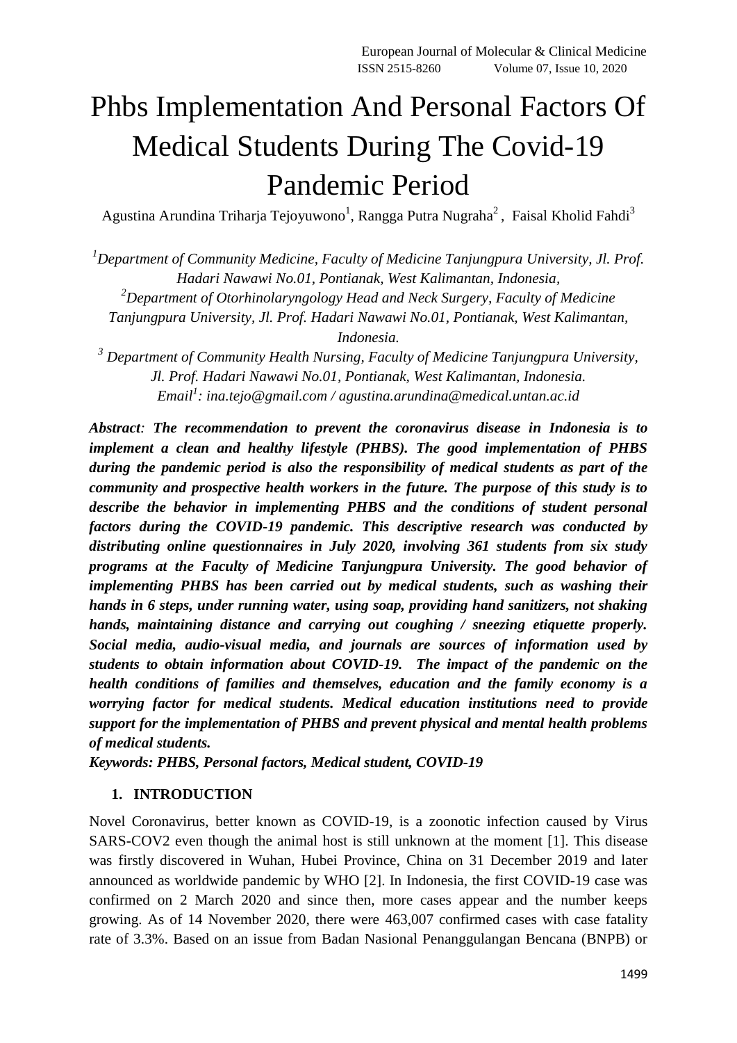# Phbs Implementation And Personal Factors Of Medical Students During The Covid-19 Pandemic Period

Agustina Arundina Triharja Tejoyuwono[1], Rangga Putra Nugraha[2], Faisal Kholid Fahdi[3]

*[1]Department of Community Medicine, Faculty of Medicine Tanjungpura University, Jl. Prof. Hadari Nawawi No.01, Pontianak, West Kalimantan, Indonesia,*

*[2]Department of Otorhinolaryngology Head and Neck Surgery, Faculty of Medicine Tanjungpura University, Jl. Prof. Hadari Nawawi No.01, Pontianak, West Kalimantan, Indonesia.*

*[3] Department of Community Health Nursing, Faculty of Medicine Tanjungpura University, Jl. Prof. Hadari Nawawi No.01, Pontianak, West Kalimantan, Indonesia.*

*Email[1]: ina.tejo@gmail.com / agustina.arundina@medical.untan.ac.id*

***Abstract**: The recommendation to prevent the coronavirus disease in Indonesia is to implement a clean and healthy lifestyle (PHBS). The good implementation of PHBS during the pandemic period is also the responsibility of medical students as part of the community and prospective health workers in the future. The purpose of this study is to describe the behavior in implementing PHBS and the conditions of student personal factors during the COVID-19 pandemic. This descriptive research was conducted by distributing online questionnaires in July 2020, involving 361 students from six study programs at the Faculty of Medicine Tanjungpura University. The good behavior of implementing PHBS has been carried out by medical students, such as washing their hands in 6 steps, under running water, using soap, providing hand sanitizers, not shaking hands, maintaining distance and carrying out coughing / sneezing etiquette properly. Social media, audio-visual media, and journals are sources of information used by students to obtain information about COVID-19. The impact of the pandemic on the health conditions of families and themselves, education and the family economy is a worrying factor for medical students. Medical education institutions need to provide support for the implementation of PHBS and prevent physical and mental health problems of medical students.*

***Keywords: PHBS, Personal factors, Medical student, COVID-19***

## 1. INTRODUCTION

Novel Coronavirus, better known as COVID-19, is a zoonotic infection caused by Virus SARS-COV2 even though the animal host is still unknown at the moment [1]. This disease was firstly discovered in Wuhan, Hubei Province, China on 31 December 2019 and later announced as worldwide pandemic by WHO [2]. In Indonesia, the first COVID-19 case was confirmed on 2 March 2020 and since then, more cases appear and the number keeps growing. As of 14 November 2020, there were 463,007 confirmed cases with case fatality rate of 3.3%. Based on an issue from Badan Nasional Penanggulangan Bencana (BNPB) or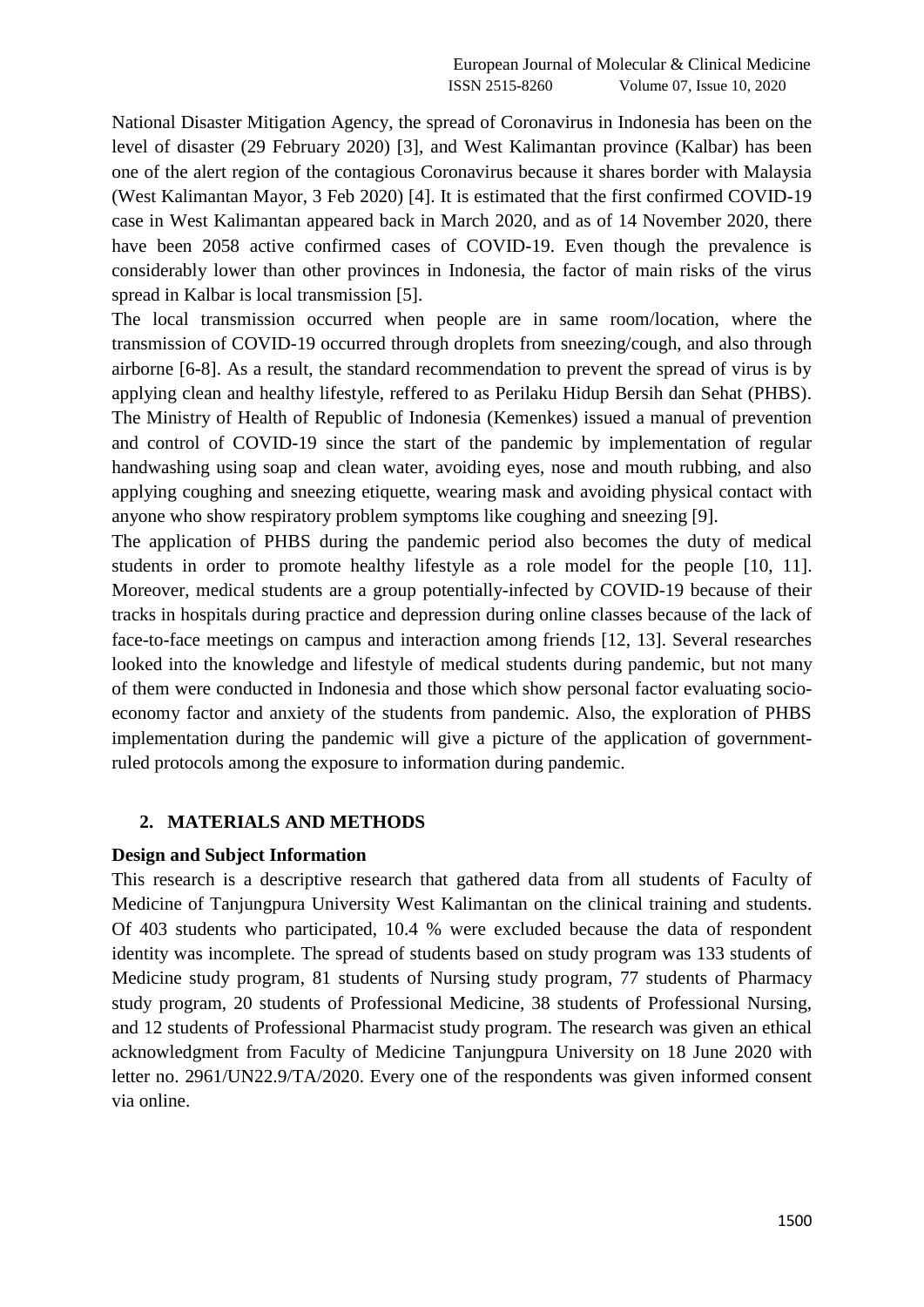National Disaster Mitigation Agency, the spread of Coronavirus in Indonesia has been on the level of disaster (29 February 2020) [3], and West Kalimantan province (Kalbar) has been one of the alert region of the contagious Coronavirus because it shares border with Malaysia (West Kalimantan Mayor, 3 Feb 2020) [4]. It is estimated that the first confirmed COVID-19 case in West Kalimantan appeared back in March 2020, and as of 14 November 2020, there have been 2058 active confirmed cases of COVID-19. Even though the prevalence is considerably lower than other provinces in Indonesia, the factor of main risks of the virus spread in Kalbar is local transmission [5].

The local transmission occurred when people are in same room/location, where the transmission of COVID-19 occurred through droplets from sneezing/cough, and also through airborne [6-8]. As a result, the standard recommendation to prevent the spread of virus is by applying clean and healthy lifestyle, reffered to as Perilaku Hidup Bersih dan Sehat (PHBS). The Ministry of Health of Republic of Indonesia (Kemenkes) issued a manual of prevention and control of COVID-19 since the start of the pandemic by implementation of regular handwashing using soap and clean water, avoiding eyes, nose and mouth rubbing, and also applying coughing and sneezing etiquette, wearing mask and avoiding physical contact with anyone who show respiratory problem symptoms like coughing and sneezing [9].

The application of PHBS during the pandemic period also becomes the duty of medical students in order to promote healthy lifestyle as a role model for the people [10, 11]. Moreover, medical students are a group potentially-infected by COVID-19 because of their tracks in hospitals during practice and depression during online classes because of the lack of face-to-face meetings on campus and interaction among friends [12, 13]. Several researches looked into the knowledge and lifestyle of medical students during pandemic, but not many of them were conducted in Indonesia and those which show personal factor evaluating socio-economy factor and anxiety of the students from pandemic. Also, the exploration of PHBS implementation during the pandemic will give a picture of the application of government-ruled protocols among the exposure to information during pandemic.

## 2. MATERIALS AND METHODS

**Design and Subject Information**

This research is a descriptive research that gathered data from all students of Faculty of Medicine of Tanjungpura University West Kalimantan on the clinical training and students. Of 403 students who participated, 10.4 % were excluded because the data of respondent identity was incomplete. The spread of students based on study program was 133 students of Medicine study program, 81 students of Nursing study program, 77 students of Pharmacy study program, 20 students of Professional Medicine, 38 students of Professional Nursing, and 12 students of Professional Pharmacist study program. The research was given an ethical acknowledgment from Faculty of Medicine Tanjungpura University on 18 June 2020 with letter no. 2961/UN22.9/TA/2020. Every one of the respondents was given informed consent via online.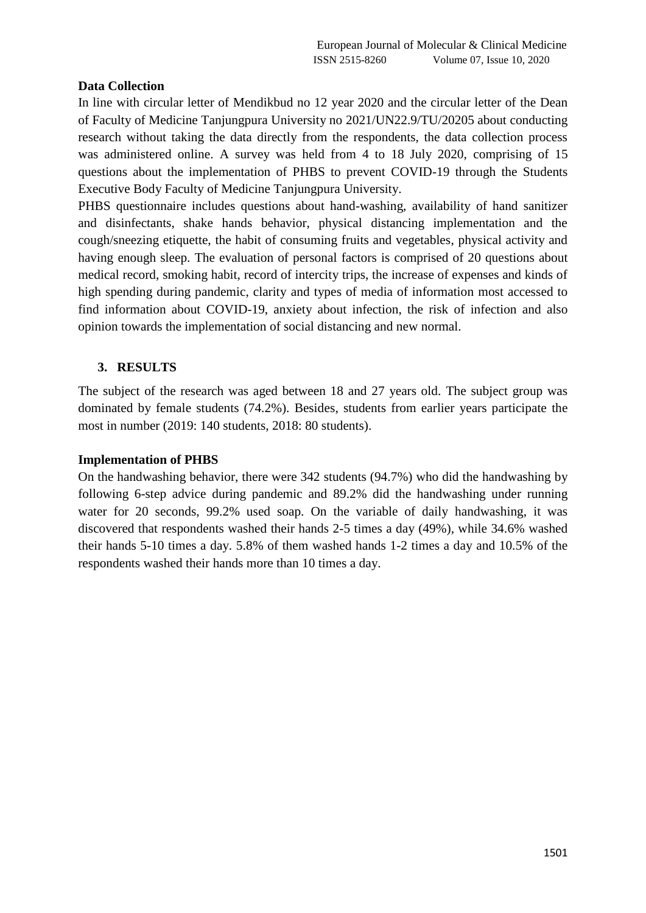**Data Collection**

In line with circular letter of Mendikbud no 12 year 2020 and the circular letter of the Dean of Faculty of Medicine Tanjungpura University no 2021/UN22.9/TU/20205 about conducting research without taking the data directly from the respondents, the data collection process was administered online. A survey was held from 4 to 18 July 2020, comprising of 15 questions about the implementation of PHBS to prevent COVID-19 through the Students Executive Body Faculty of Medicine Tanjungpura University.

PHBS questionnaire includes questions about hand-washing, availability of hand sanitizer and disinfectants, shake hands behavior, physical distancing implementation and the cough/sneezing etiquette, the habit of consuming fruits and vegetables, physical activity and having enough sleep. The evaluation of personal factors is comprised of 20 questions about medical record, smoking habit, record of intercity trips, the increase of expenses and kinds of high spending during pandemic, clarity and types of media of information most accessed to find information about COVID-19, anxiety about infection, the risk of infection and also opinion towards the implementation of social distancing and new normal.

## 3. RESULTS

The subject of the research was aged between 18 and 27 years old. The subject group was dominated by female students (74.2%). Besides, students from earlier years participate the most in number (2019: 140 students, 2018: 80 students).

**Implementation of PHBS**

On the handwashing behavior, there were 342 students (94.7%) who did the handwashing by following 6-step advice during pandemic and 89.2% did the handwashing under running water for 20 seconds, 99.2% used soap. On the variable of daily handwashing, it was discovered that respondents washed their hands 2-5 times a day (49%), while 34.6% washed their hands 5-10 times a day. 5.8% of them washed hands 1-2 times a day and 10.5% of the respondents washed their hands more than 10 times a day.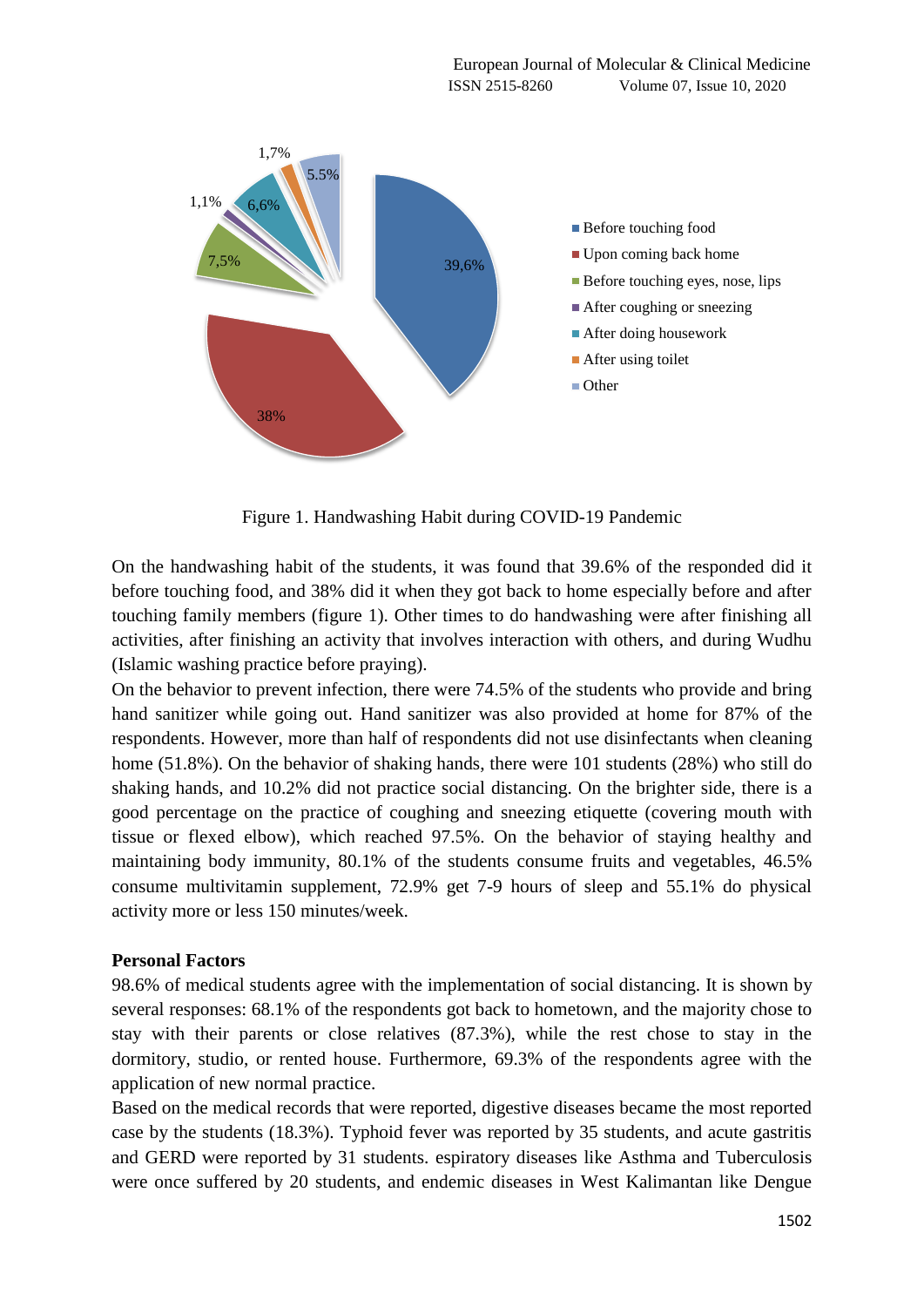Figure 1. Handwashing Habit during COVID-19 Pandemic

On the handwashing habit of the students, it was found that 39.6% of the responded did it before touching food, and 38% did it when they got back to home especially before and after touching family members (figure 1). Other times to do handwashing were after finishing all activities, after finishing an activity that involves interaction with others, and during Wudhu (Islamic washing practice before praying).

On the behavior to prevent infection, there were 74.5% of the students who provide and bring hand sanitizer while going out. Hand sanitizer was also provided at home for 87% of the respondents. However, more than half of respondents did not use disinfectants when cleaning home (51.8%). On the behavior of shaking hands, there were 101 students (28%) who still do shaking hands, and 10.2% did not practice social distancing. On the brighter side, there is a good percentage on the practice of coughing and sneezing etiquette (covering mouth with tissue or flexed elbow), which reached 97.5%. On the behavior of staying healthy and maintaining body immunity, 80.1% of the students consume fruits and vegetables, 46.5% consume multivitamin supplement, 72.9% get 7-9 hours of sleep and 55.1% do physical activity more or less 150 minutes/week.

**Personal Factors**

98.6% of medical students agree with the implementation of social distancing. It is shown by several responses: 68.1% of the respondents got back to hometown, and the majority chose to stay with their parents or close relatives (87.3%), while the rest chose to stay in the dormitory, studio, or rented house. Furthermore, 69.3% of the respondents agree with the application of new normal practice.

Based on the medical records that were reported, digestive diseases became the most reported case by the students (18.3%). Typhoid fever was reported by 35 students, and acute gastritis and GERD were reported by 31 students. espiratory diseases like Asthma and Tuberculosis were once suffered by 20 students, and endemic diseases in West Kalimantan like Dengue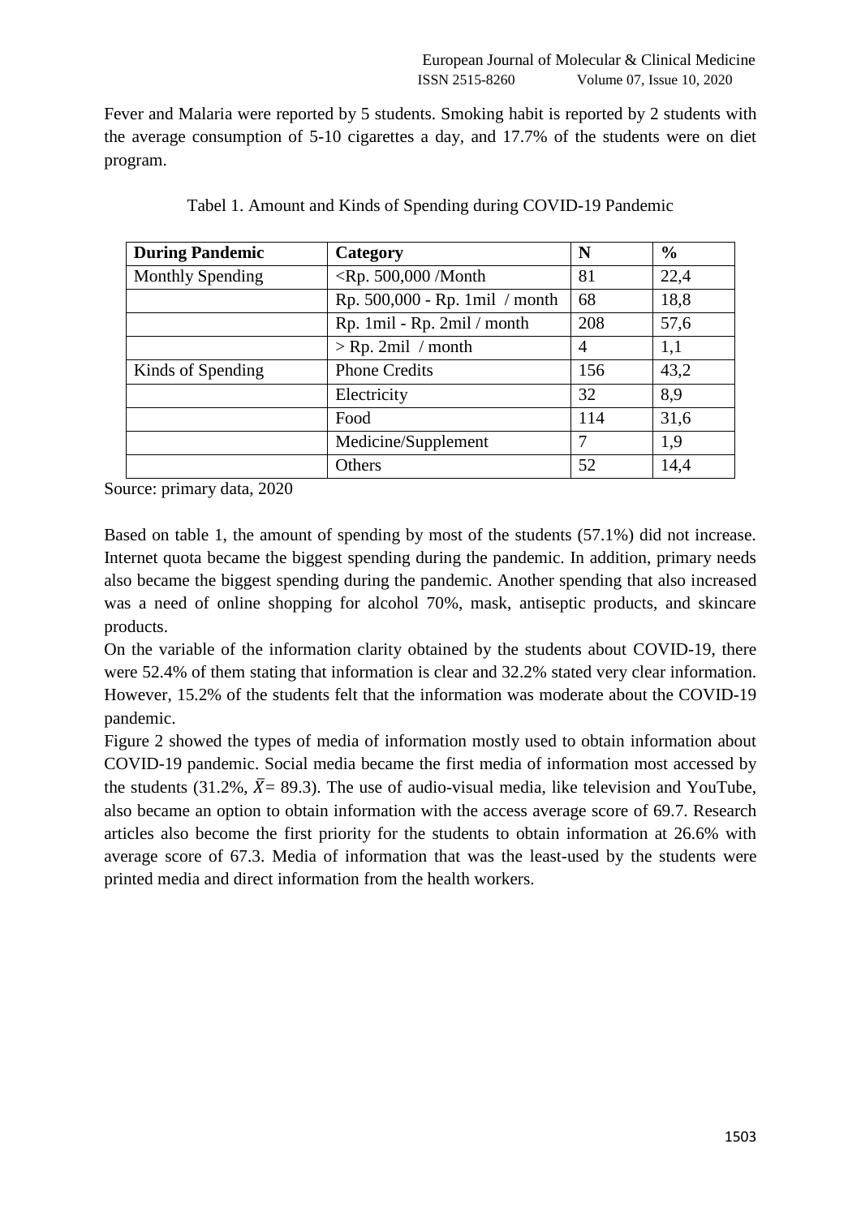Fever and Malaria were reported by 5 students. Smoking habit is reported by 2 students with the average consumption of 5-10 cigarettes a day, and 17.7% of the students were on diet program.

Tabel 1. Amount and Kinds of Spending during COVID-19 Pandemic

| **During Pandemic** | **Category** | **N** | **%** |
|---|---|---|---|
| Monthly Spending | <Rp. 500,000 /Month | 81 | 22,4 |
| | Rp. 500,000 - Rp. 1mil / month | 68 | 18,8 |
| | Rp. 1mil - Rp. 2mil / month | 208 | 57,6 |
| | > Rp. 2mil / month | 4 | 1,1 |
| Kinds of Spending | Phone Credits | 156 | 43,2 |
| | Electricity | 32 | 8,9 |
| | Food | 114 | 31,6 |
| | Medicine/Supplement | 7 | 1,9 |
| | Others | 52 | 14,4 |

Source: primary data, 2020

Based on table 1, the amount of spending by most of the students (57.1%) did not increase. Internet quota became the biggest spending during the pandemic. In addition, primary needs also became the biggest spending during the pandemic. Another spending that also increased was a need of online shopping for alcohol 70%, mask, antiseptic products, and skincare products.

On the variable of the information clarity obtained by the students about COVID-19, there were 52.4% of them stating that information is clear and 32.2% stated very clear information. However, 15.2% of the students felt that the information was moderate about the COVID-19 pandemic.

Figure 2 showed the types of media of information mostly used to obtain information about COVID-19 pandemic. Social media became the first media of information most accessed by the students (31.2%, $\bar{X}$= 89.3). The use of audio-visual media, like television and YouTube, also became an option to obtain information with the access average score of 69.7. Research articles also become the first priority for the students to obtain information at 26.6% with average score of 67.3. Media of information that was the least-used by the students were printed media and direct information from the health workers.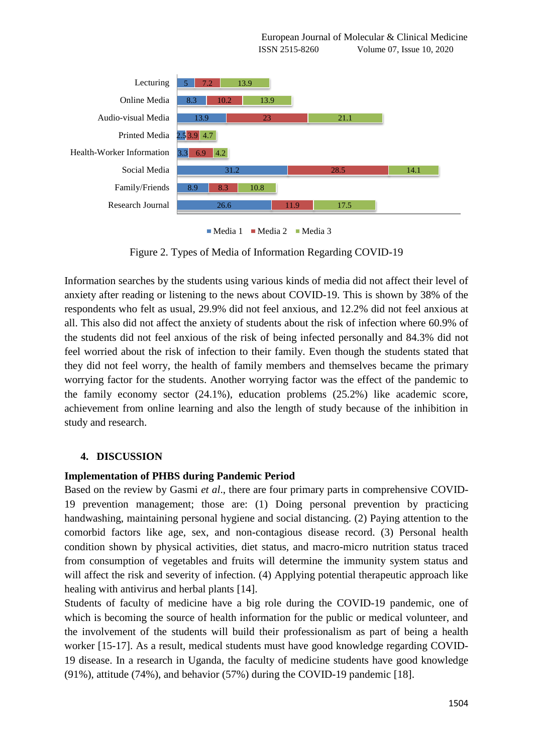| | Media 1 | Media 2 | Media 3 |
|---|---|---|---|
| Lecturing | 5 | 7.2 | 13.9 |
| Online Media | 8.3 | 10.2 | 13.9 |
| Audio-visual Media | 13.9 | 23 | 21.1 |
| Printed Media | 2.5 | 3.9 | 4.7 |
| Health-Worker Information | 3.3 | 6.9 | 4.2 |
| Social Media | 31.2 | 28.5 | 14.1 |
| Family/Friends | 8.9 | 8.3 | 10.8 |
| Research Journal | 26.6 | 11.9 | 17.5 |

Figure 2. Types of Media of Information Regarding COVID-19

Information searches by the students using various kinds of media did not affect their level of anxiety after reading or listening to the news about COVID-19. This is shown by 38% of the respondents who felt as usual, 29.9% did not feel anxious, and 12.2% did not feel anxious at all. This also did not affect the anxiety of students about the risk of infection where 60.9% of the students did not feel anxious of the risk of being infected personally and 84.3% did not feel worried about the risk of infection to their family. Even though the students stated that they did not feel worry, the health of family members and themselves became the primary worrying factor for the students. Another worrying factor was the effect of the pandemic to the family economy sector (24.1%), education problems (25.2%) like academic score, achievement from online learning and also the length of study because of the inhibition in study and research.

## 4. DISCUSSION

### Implementation of PHBS during Pandemic Period

Based on the review by Gasmi *et al*., there are four primary parts in comprehensive COVID-19 prevention management; those are: (1) Doing personal prevention by practicing handwashing, maintaining personal hygiene and social distancing. (2) Paying attention to the comorbid factors like age, sex, and non-contagious disease record. (3) Personal health condition shown by physical activities, diet status, and macro-micro nutrition status traced from consumption of vegetables and fruits will determine the immunity system status and will affect the risk and severity of infection. (4) Applying potential therapeutic approach like healing with antivirus and herbal plants [14].

Students of faculty of medicine have a big role during the COVID-19 pandemic, one of which is becoming the source of health information for the public or medical volunteer, and the involvement of the students will build their professionalism as part of being a health worker [15-17]. As a result, medical students must have good knowledge regarding COVID-19 disease. In a research in Uganda, the faculty of medicine students have good knowledge (91%), attitude (74%), and behavior (57%) during the COVID-19 pandemic [18].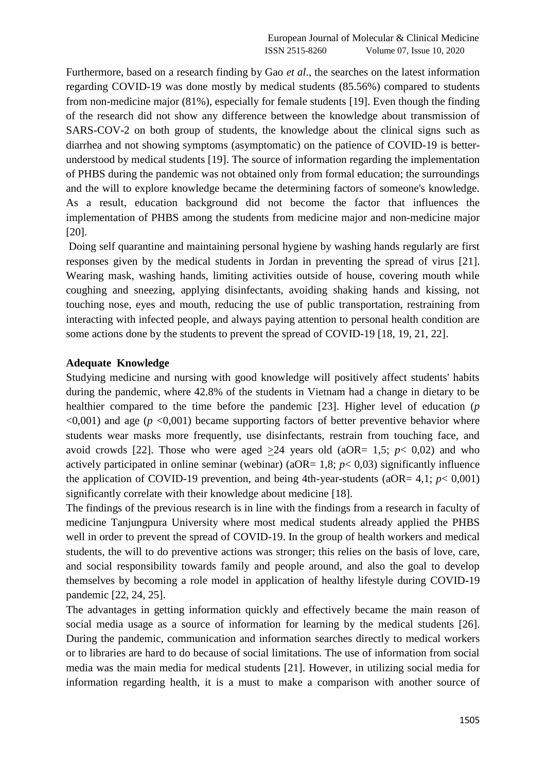Furthermore, based on a research finding by Gao *et al*., the searches on the latest information regarding COVID-19 was done mostly by medical students (85.56%) compared to students from non-medicine major (81%), especially for female students [19]. Even though the finding of the research did not show any difference between the knowledge about transmission of SARS-COV-2 on both group of students, the knowledge about the clinical signs such as diarrhea and not showing symptoms (asymptomatic) on the patience of COVID-19 is better-understood by medical students [19]. The source of information regarding the implementation of PHBS during the pandemic was not obtained only from formal education; the surroundings and the will to explore knowledge became the determining factors of someone's knowledge. As a result, education background did not become the factor that influences the implementation of PHBS among the students from medicine major and non-medicine major [20].

Doing self quarantine and maintaining personal hygiene by washing hands regularly are first responses given by the medical students in Jordan in preventing the spread of virus [21]. Wearing mask, washing hands, limiting activities outside of house, covering mouth while coughing and sneezing, applying disinfectants, avoiding shaking hands and kissing, not touching nose, eyes and mouth, reducing the use of public transportation, restraining from interacting with infected people, and always paying attention to personal health condition are some actions done by the students to prevent the spread of COVID-19 [18, 19, 21, 22].

**Adequate Knowledge**

Studying medicine and nursing with good knowledge will positively affect students' habits during the pandemic, where 42.8% of the students in Vietnam had a change in dietary to be healthier compared to the time before the pandemic [23]. Higher level of education ($p < 0{,}001$) and age ($p < 0{,}001$) became supporting factors of better preventive behavior where students wear masks more frequently, use disinfectants, restrain from touching face, and avoid crowds [22]. Those who were aged $\geq 24$ years old (aOR= 1,5; $p < 0{,}02$) and who actively participated in online seminar (webinar) (aOR= 1,8; $p < 0{,}03$) significantly influence the application of COVID-19 prevention, and being 4th-year-students (aOR= 4,1; $p < 0{,}001$) significantly correlate with their knowledge about medicine [18].

The findings of the previous research is in line with the findings from a research in faculty of medicine Tanjungpura University where most medical students already applied the PHBS well in order to prevent the spread of COVID-19. In the group of health workers and medical students, the will to do preventive actions was stronger; this relies on the basis of love, care, and social responsibility towards family and people around, and also the goal to develop themselves by becoming a role model in application of healthy lifestyle during COVID-19 pandemic [22, 24, 25].

The advantages in getting information quickly and effectively became the main reason of social media usage as a source of information for learning by the medical students [26]. During the pandemic, communication and information searches directly to medical workers or to libraries are hard to do because of social limitations. The use of information from social media was the main media for medical students [21]. However, in utilizing social media for information regarding health, it is a must to make a comparison with another source of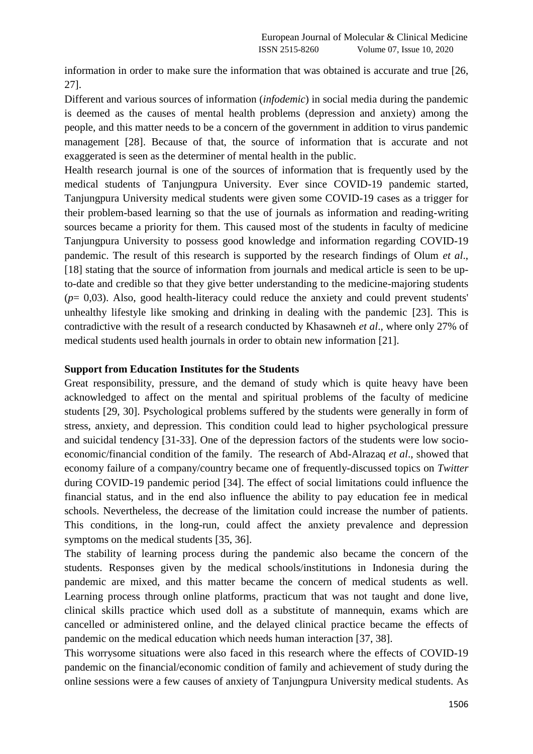information in order to make sure the information that was obtained is accurate and true [26, 27].

Different and various sources of information (*infodemic*) in social media during the pandemic is deemed as the causes of mental health problems (depression and anxiety) among the people, and this matter needs to be a concern of the government in addition to virus pandemic management [28]. Because of that, the source of information that is accurate and not exaggerated is seen as the determiner of mental health in the public.

Health research journal is one of the sources of information that is frequently used by the medical students of Tanjungpura University. Ever since COVID-19 pandemic started, Tanjungpura University medical students were given some COVID-19 cases as a trigger for their problem-based learning so that the use of journals as information and reading-writing sources became a priority for them. This caused most of the students in faculty of medicine Tanjungpura University to possess good knowledge and information regarding COVID-19 pandemic. The result of this research is supported by the research findings of Olum *et al*., [18] stating that the source of information from journals and medical article is seen to be up-to-date and credible so that they give better understanding to the medicine-majoring students ($p$= 0,03). Also, good health-literacy could reduce the anxiety and could prevent students' unhealthy lifestyle like smoking and drinking in dealing with the pandemic [23]. This is contradictive with the result of a research conducted by Khasawneh *et al*., where only 27% of medical students used health journals in order to obtain new information [21].

**Support from Education Institutes for the Students**

Great responsibility, pressure, and the demand of study which is quite heavy have been acknowledged to affect on the mental and spiritual problems of the faculty of medicine students [29, 30]. Psychological problems suffered by the students were generally in form of stress, anxiety, and depression. This condition could lead to higher psychological pressure and suicidal tendency [31-33]. One of the depression factors of the students were low socio-economic/financial condition of the family. The research of Abd-Alrazaq *et al*., showed that economy failure of a company/country became one of frequently-discussed topics on *Twitter* during COVID-19 pandemic period [34]. The effect of social limitations could influence the financial status, and in the end also influence the ability to pay education fee in medical schools. Nevertheless, the decrease of the limitation could increase the number of patients. This conditions, in the long-run, could affect the anxiety prevalence and depression symptoms on the medical students [35, 36].

The stability of learning process during the pandemic also became the concern of the students. Responses given by the medical schools/institutions in Indonesia during the pandemic are mixed, and this matter became the concern of medical students as well. Learning process through online platforms, practicum that was not taught and done live, clinical skills practice which used doll as a substitute of mannequin, exams which are cancelled or administered online, and the delayed clinical practice became the effects of pandemic on the medical education which needs human interaction [37, 38].

This worrysome situations were also faced in this research where the effects of COVID-19 pandemic on the financial/economic condition of family and achievement of study during the online sessions were a few causes of anxiety of Tanjungpura University medical students. As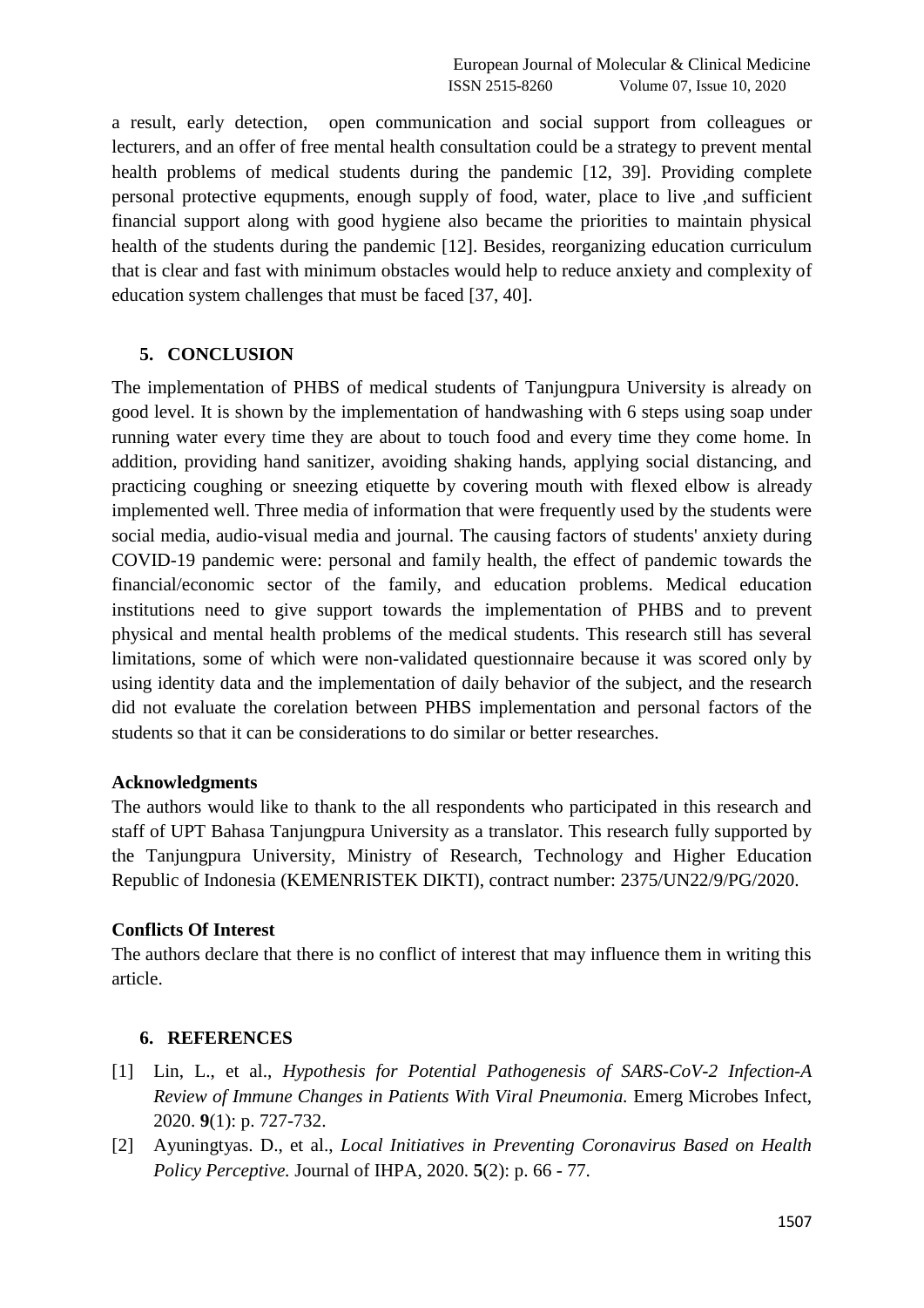a result, early detection, open communication and social support from colleagues or lecturers, and an offer of free mental health consultation could be a strategy to prevent mental health problems of medical students during the pandemic [12, 39]. Providing complete personal protective equpments, enough supply of food, water, place to live ,and sufficient financial support along with good hygiene also became the priorities to maintain physical health of the students during the pandemic [12]. Besides, reorganizing education curriculum that is clear and fast with minimum obstacles would help to reduce anxiety and complexity of education system challenges that must be faced [37, 40].

## 5. CONCLUSION

The implementation of PHBS of medical students of Tanjungpura University is already on good level. It is shown by the implementation of handwashing with 6 steps using soap under running water every time they are about to touch food and every time they come home. In addition, providing hand sanitizer, avoiding shaking hands, applying social distancing, and practicing coughing or sneezing etiquette by covering mouth with flexed elbow is already implemented well. Three media of information that were frequently used by the students were social media, audio-visual media and journal. The causing factors of students' anxiety during COVID-19 pandemic were: personal and family health, the effect of pandemic towards the financial/economic sector of the family, and education problems. Medical education institutions need to give support towards the implementation of PHBS and to prevent physical and mental health problems of the medical students. This research still has several limitations, some of which were non-validated questionnaire because it was scored only by using identity data and the implementation of daily behavior of the subject, and the research did not evaluate the corelation between PHBS implementation and personal factors of the students so that it can be considerations to do similar or better researches.

**Acknowledgments**

The authors would like to thank to the all respondents who participated in this research and staff of UPT Bahasa Tanjungpura University as a translator. This research fully supported by the Tanjungpura University, Ministry of Research, Technology and Higher Education Republic of Indonesia (KEMENRISTEK DIKTI), contract number: 2375/UN22/9/PG/2020.

**Conflicts Of Interest**

The authors declare that there is no conflict of interest that may influence them in writing this article.

## 6. REFERENCES

[1] Lin, L., et al., *Hypothesis for Potential Pathogenesis of SARS-CoV-2 Infection-A Review of Immune Changes in Patients With Viral Pneumonia.* Emerg Microbes Infect, 2020. **9**(1): p. 727-732.

[2] Ayuningtyas. D., et al., *Local Initiatives in Preventing Coronavirus Based on Health Policy Perceptive.* Journal of IHPA, 2020. **5**(2): p. 66 - 77.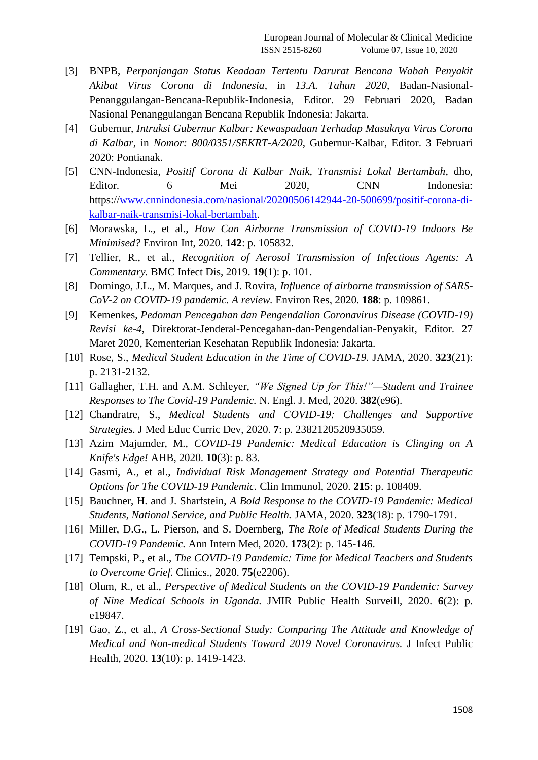[3] BNPB, *Perpanjangan Status Keadaan Tertentu Darurat Bencana Wabah Penyakit Akibat Virus Corona di Indonesia*, in *13.A. Tahun 2020*, Badan-Nasional-Penanggulangan-Bencana-Republik-Indonesia, Editor. 29 Februari 2020, Badan Nasional Penanggulangan Bencana Republik Indonesia: Jakarta.

[4] Gubernur, *Intruksi Gubernur Kalbar: Kewaspadaan Terhadap Masuknya Virus Corona di Kalbar*, in *Nomor: 800/0351/SEKRT-A/2020*, Gubernur-Kalbar, Editor. 3 Februari 2020: Pontianak.

[5] CNN-Indonesia, *Positif Corona di Kalbar Naik, Transmisi Lokal Bertambah*, dho, Editor. 6 Mei 2020, CNN Indonesia: https://www.cnnindonesia.com/nasional/20200506142944-20-500699/positif-corona-di-kalbar-naik-transmisi-lokal-bertambah.

[6] Morawska, L., et al., *How Can Airborne Transmission of COVID-19 Indoors Be Minimised?* Environ Int, 2020. **142**: p. 105832.

[7] Tellier, R., et al., *Recognition of Aerosol Transmission of Infectious Agents: A Commentary.* BMC Infect Dis, 2019. **19**(1): p. 101.

[8] Domingo, J.L., M. Marques, and J. Rovira, *Influence of airborne transmission of SARS-CoV-2 on COVID-19 pandemic. A review.* Environ Res, 2020. **188**: p. 109861.

[9] Kemenkes, *Pedoman Pencegahan dan Pengendalian Coronavirus Disease (COVID-19) Revisi ke-4*, Direktorat-Jenderal-Pencegahan-dan-Pengendalian-Penyakit, Editor. 27 Maret 2020, Kementerian Kesehatan Republik Indonesia: Jakarta.

[10] Rose, S., *Medical Student Education in the Time of COVID-19.* JAMA, 2020. **323**(21): p. 2131-2132.

[11] Gallagher, T.H. and A.M. Schleyer, *"We Signed Up for This!"—Student and Trainee Responses to The Covid-19 Pandemic.* N. Engl. J. Med, 2020. **382**(e96).

[12] Chandratre, S., *Medical Students and COVID-19: Challenges and Supportive Strategies.* J Med Educ Curric Dev, 2020. **7**: p. 2382120520935059.

[13] Azim Majumder, M., *COVID-19 Pandemic: Medical Education is Clinging on A Knife's Edge!* AHB, 2020. **10**(3): p. 83.

[14] Gasmi, A., et al., *Individual Risk Management Strategy and Potential Therapeutic Options for The COVID-19 Pandemic.* Clin Immunol, 2020. **215**: p. 108409.

[15] Bauchner, H. and J. Sharfstein, *A Bold Response to the COVID-19 Pandemic: Medical Students, National Service, and Public Health.* JAMA, 2020. **323**(18): p. 1790-1791.

[16] Miller, D.G., L. Pierson, and S. Doernberg, *The Role of Medical Students During the COVID-19 Pandemic.* Ann Intern Med, 2020. **173**(2): p. 145-146.

[17] Tempski, P., et al., *The COVID-19 Pandemic: Time for Medical Teachers and Students to Overcome Grief.* Clinics., 2020. **75**(e2206).

[18] Olum, R., et al., *Perspective of Medical Students on the COVID-19 Pandemic: Survey of Nine Medical Schools in Uganda.* JMIR Public Health Surveill, 2020. **6**(2): p. e19847.

[19] Gao, Z., et al., *A Cross-Sectional Study: Comparing The Attitude and Knowledge of Medical and Non-medical Students Toward 2019 Novel Coronavirus.* J Infect Public Health, 2020. **13**(10): p. 1419-1423.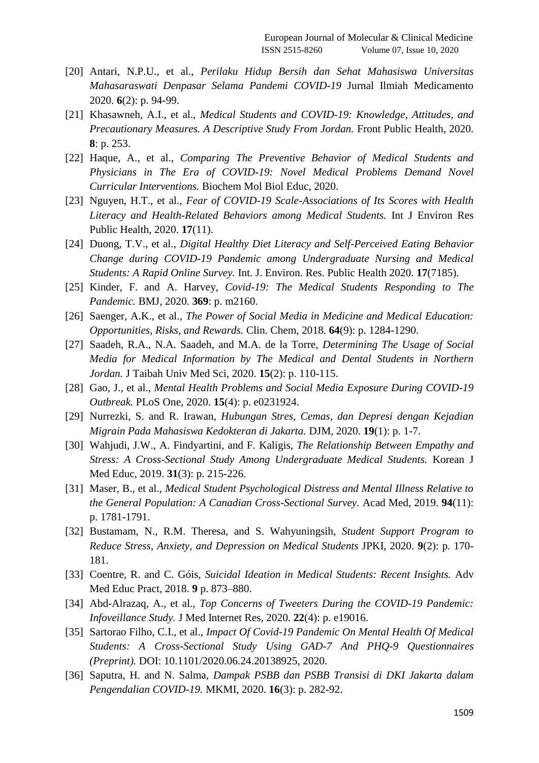[20] Antari, N.P.U., et al., *Perilaku Hidup Bersih dan Sehat Mahasiswa Universitas Mahasaraswati Denpasar Selama Pandemi COVID-19* Jurnal Ilmiah Medicamento 2020. **6**(2): p. 94-99.

[21] Khasawneh, A.I., et al., *Medical Students and COVID-19: Knowledge, Attitudes, and Precautionary Measures. A Descriptive Study From Jordan.* Front Public Health, 2020. **8**: p. 253.

[22] Haque, A., et al., *Comparing The Preventive Behavior of Medical Students and Physicians in The Era of COVID-19: Novel Medical Problems Demand Novel Curricular Interventions.* Biochem Mol Biol Educ, 2020.

[23] Nguyen, H.T., et al., *Fear of COVID-19 Scale-Associations of Its Scores with Health Literacy and Health-Related Behaviors among Medical Students.* Int J Environ Res Public Health, 2020. **17**(11).

[24] Duong, T.V., et al., *Digital Healthy Diet Literacy and Self-Perceived Eating Behavior Change during COVID-19 Pandemic among Undergraduate Nursing and Medical Students: A Rapid Online Survey.* Int. J. Environ. Res. Public Health 2020. **17**(7185).

[25] Kinder, F. and A. Harvey, *Covid-19: The Medical Students Responding to The Pandemic.* BMJ, 2020. **369**: p. m2160.

[26] Saenger, A.K., et al., *The Power of Social Media in Medicine and Medical Education: Opportunities, Risks, and Rewards.* Clin. Chem, 2018. **64**(9): p. 1284-1290.

[27] Saadeh, R.A., N.A. Saadeh, and M.A. de la Torre, *Determining The Usage of Social Media for Medical Information by The Medical and Dental Students in Northern Jordan.* J Taibah Univ Med Sci, 2020. **15**(2): p. 110-115.

[28] Gao, J., et al., *Mental Health Problems and Social Media Exposure During COVID-19 Outbreak.* PLoS One, 2020. **15**(4): p. e0231924.

[29] Nurrezki, S. and R. Irawan, *Hubungan Stres, Cemas, dan Depresi dengan Kejadian Migrain Pada Mahasiswa Kedokteran di Jakarta.* DJM, 2020. **19**(1): p. 1-7.

[30] Wahjudi, J.W., A. Findyartini, and F. Kaligis, *The Relationship Between Empathy and Stress: A Cross-Sectional Study Among Undergraduate Medical Students.* Korean J Med Educ, 2019. **31**(3): p. 215-226.

[31] Maser, B., et al., *Medical Student Psychological Distress and Mental Illness Relative to the General Population: A Canadian Cross-Sectional Survey.* Acad Med, 2019. **94**(11): p. 1781-1791.

[32] Bustamam, N., R.M. Theresa, and S. Wahyuningsih, *Student Support Program to Reduce Stress, Anxiety, and Depression on Medical Students* JPKI, 2020. **9**(2): p. 170-181.

[33] Coentre, R. and C. Góis, *Suicidal Ideation in Medical Students: Recent Insights.* Adv Med Educ Pract, 2018. **9** p. 873–880.

[34] Abd-Alrazaq, A., et al., *Top Concerns of Tweeters During the COVID-19 Pandemic: Infoveillance Study.* J Med Internet Res, 2020. **22**(4): p. e19016.

[35] Sartorao Filho, C.I., et al., *Impact Of Covid-19 Pandemic On Mental Health Of Medical Students: A Cross-Sectional Study Using GAD-7 And PHQ-9 Questionnaires (Preprint).* DOI: 10.1101/2020.06.24.20138925, 2020.

[36] Saputra, H. and N. Salma, *Dampak PSBB dan PSBB Transisi di DKI Jakarta dalam Pengendalian COVID-19.* MKMI, 2020. **16**(3): p. 282-92.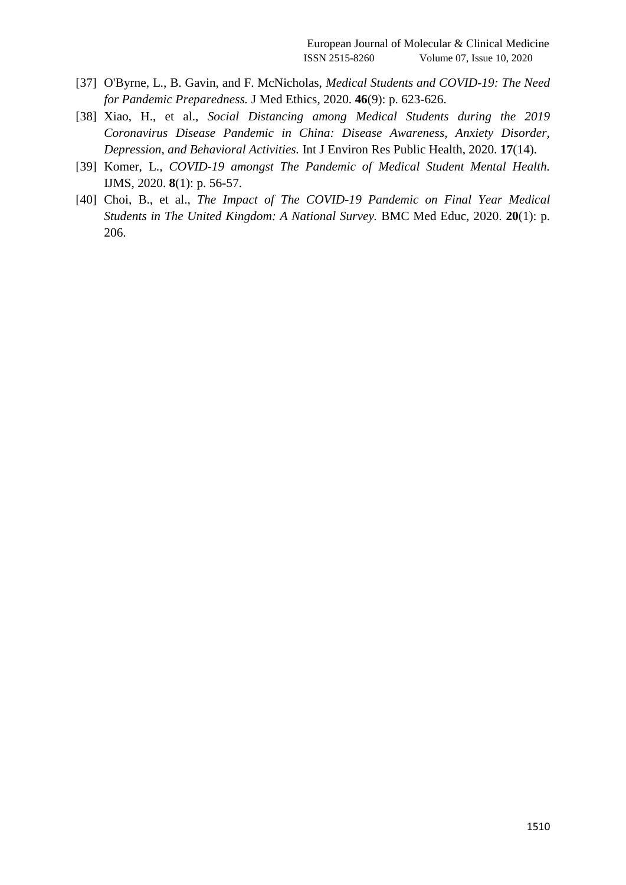[37] O'Byrne, L., B. Gavin, and F. McNicholas, *Medical Students and COVID-19: The Need for Pandemic Preparedness.* J Med Ethics, 2020. **46**(9): p. 623-626.

[38] Xiao, H., et al., *Social Distancing among Medical Students during the 2019 Coronavirus Disease Pandemic in China: Disease Awareness, Anxiety Disorder, Depression, and Behavioral Activities.* Int J Environ Res Public Health, 2020. **17**(14).

[39] Komer, L., *COVID-19 amongst The Pandemic of Medical Student Mental Health.* IJMS, 2020. **8**(1): p. 56-57.

[40] Choi, B., et al., *The Impact of The COVID-19 Pandemic on Final Year Medical Students in The United Kingdom: A National Survey.* BMC Med Educ, 2020. **20**(1): p. 206.